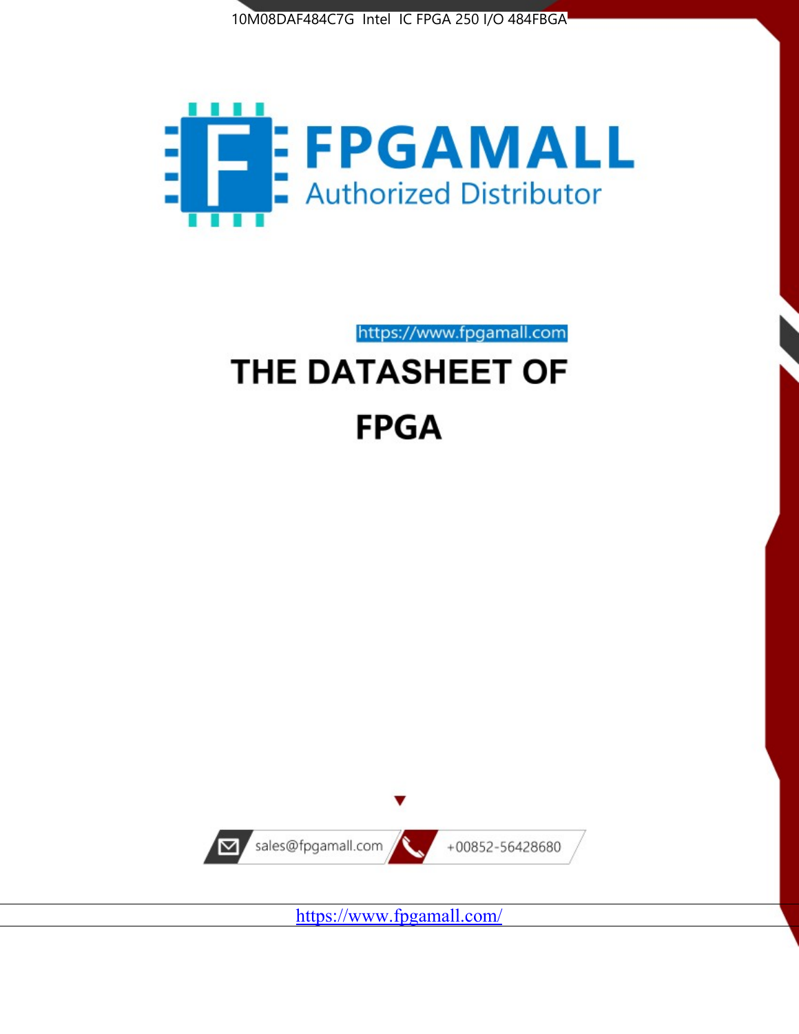10M08DAF484C7G Intel IC FPGA 250 I/O 484FBGA

FPGAMALL

Authorized Distributor

https://www.fpgamall.com

# THE DATASHEET OF

# FPGA

sales@fpgamall.com

+00852-56428680

https://www.fpgamall.com/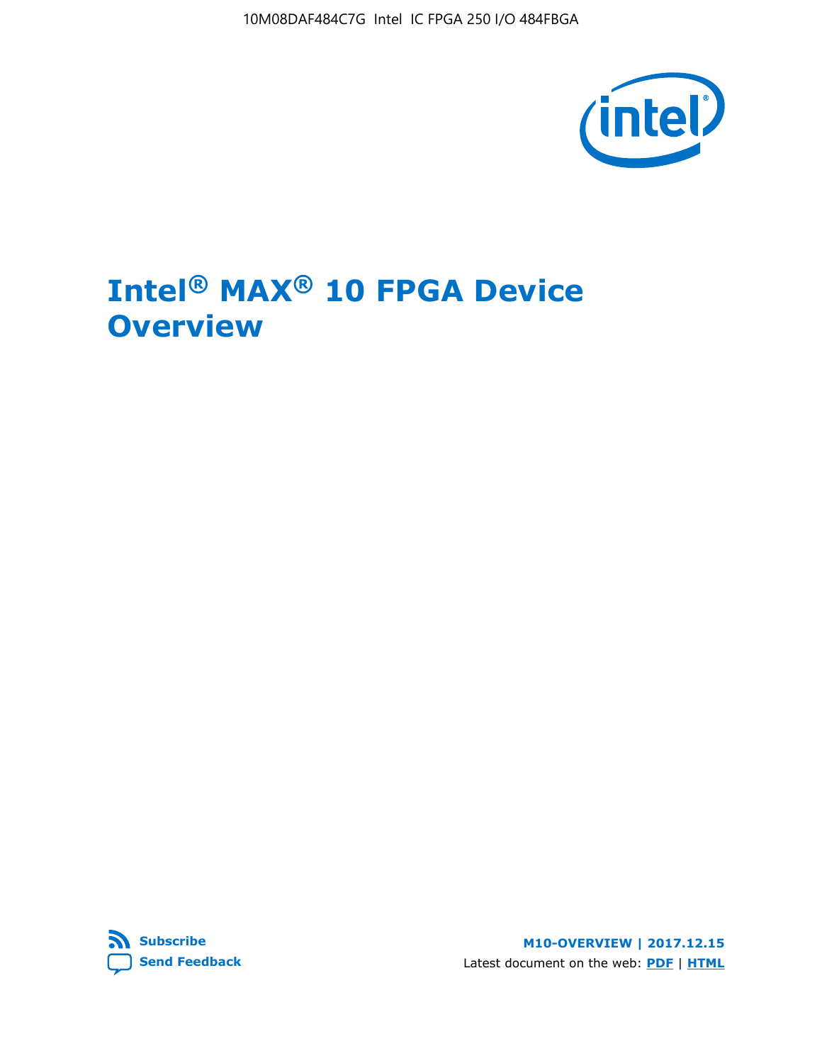# Intel® MAX® 10 FPGA Device Overview

Subscribe

Send Feedback

M10-OVERVIEW | 2017.12.15

Latest document on the web: PDF | HTML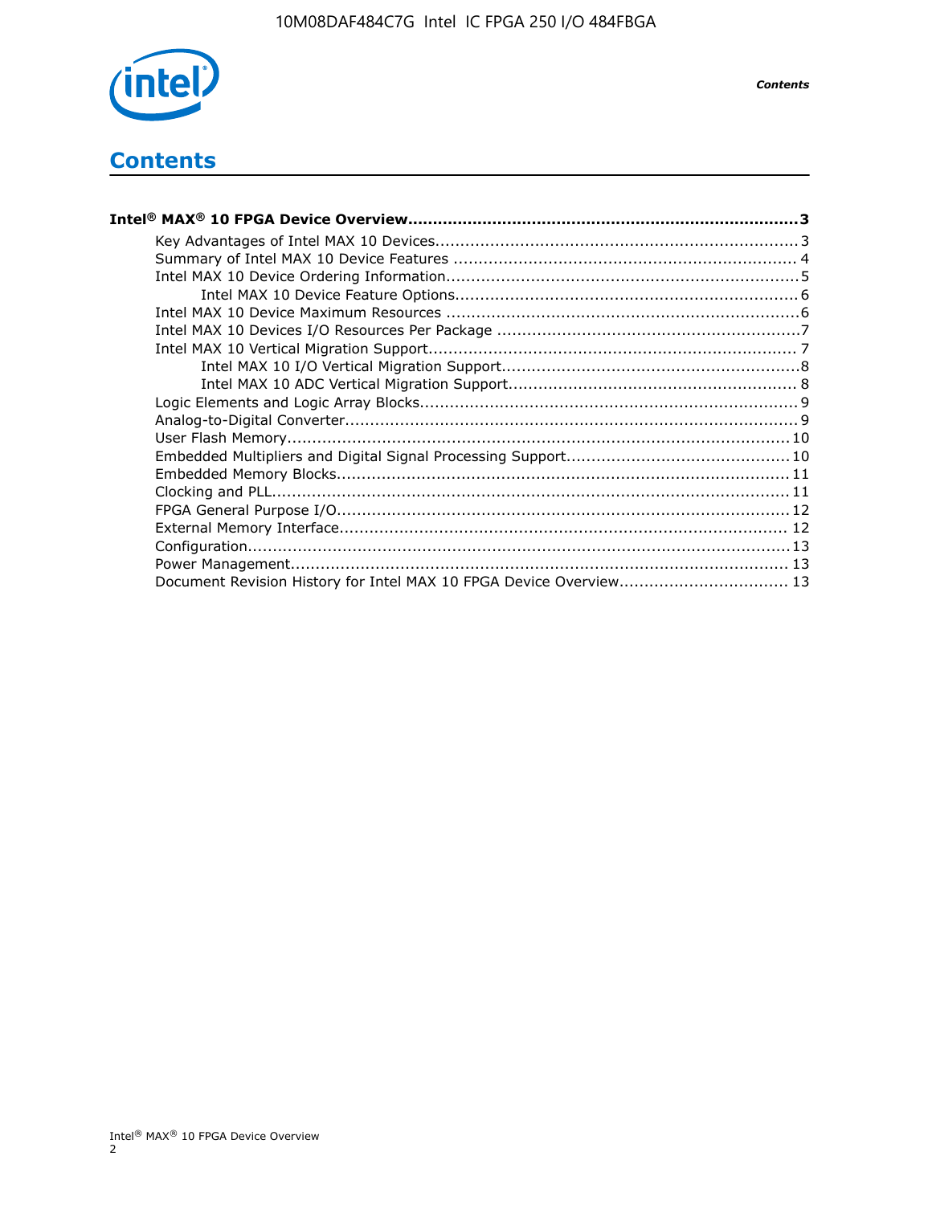# Contents

**Intel® MAX® 10 FPGA Device Overview....................................................................................3**

- Key Advantages of Intel MAX 10 Devices........................................................................3
- Summary of Intel MAX 10 Device Features ....................................................................4
- Intel MAX 10 Device Ordering Information......................................................................5
  - Intel MAX 10 Device Feature Options....................................................................6
- Intel MAX 10 Device Maximum Resources ......................................................................6
- Intel MAX 10 Devices I/O Resources Per Package ............................................................7
- Intel MAX 10 Vertical Migration Support.........................................................................7
  - Intel MAX 10 I/O Vertical Migration Support...........................................................8
  - Intel MAX 10 ADC Vertical Migration Support.........................................................8
- Logic Elements and Logic Array Blocks...........................................................................9
- Analog-to-Digital Converter..........................................................................................9
- User Flash Memory...................................................................................................10
- Embedded Multipliers and Digital Signal Processing Support............................................10
- Embedded Memory Blocks..........................................................................................11
- Clocking and PLL.......................................................................................................11
- FPGA General Purpose I/O..........................................................................................12
- External Memory Interface.........................................................................................12
- Configuration............................................................................................................13
- Power Management...................................................................................................13
- Document Revision History for Intel MAX 10 FPGA Device Overview.................................13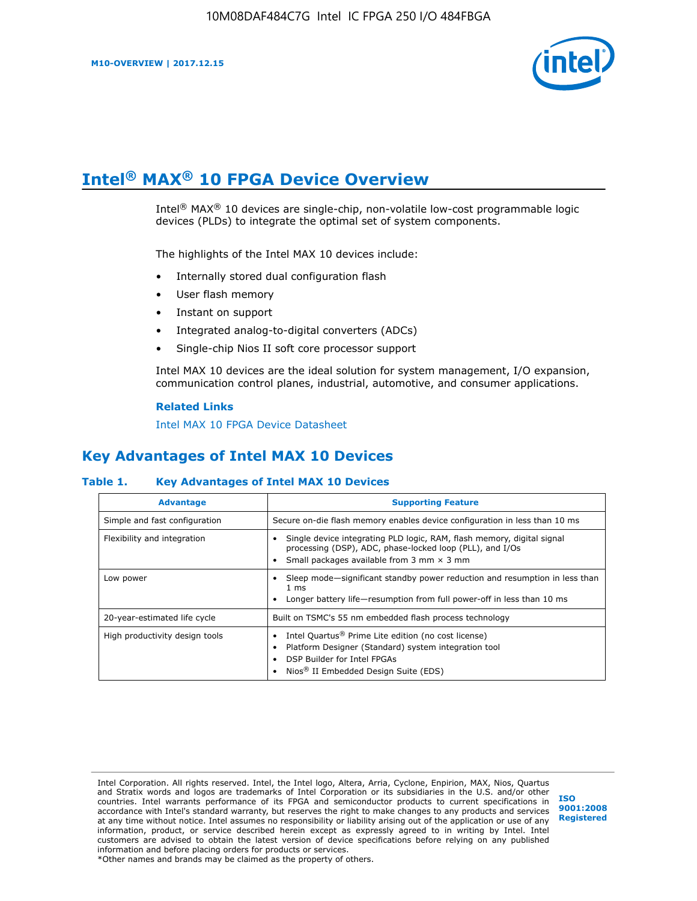# Intel® MAX® 10 FPGA Device Overview

Intel® MAX® 10 devices are single-chip, non-volatile low-cost programmable logic devices (PLDs) to integrate the optimal set of system components.

The highlights of the Intel MAX 10 devices include:

- Internally stored dual configuration flash
- User flash memory
- Instant on support
- Integrated analog-to-digital converters (ADCs)
- Single-chip Nios II soft core processor support

Intel MAX 10 devices are the ideal solution for system management, I/O expansion, communication control planes, industrial, automotive, and consumer applications.

**Related Links**

Intel MAX 10 FPGA Device Datasheet

## Key Advantages of Intel MAX 10 Devices

**Table 1. Key Advantages of Intel MAX 10 Devices**

| Advantage | Supporting Feature |
| --- | --- |
| Simple and fast configuration | Secure on-die flash memory enables device configuration in less than 10 ms |
| Flexibility and integration | • Single device integrating PLD logic, RAM, flash memory, digital signal processing (DSP), ADC, phase-locked loop (PLL), and I/Os<br>• Small packages available from 3 mm × 3 mm |
| Low power | • Sleep mode—significant standby power reduction and resumption in less than 1 ms<br>• Longer battery life—resumption from full power-off in less than 10 ms |
| 20-year-estimated life cycle | Built on TSMC's 55 nm embedded flash process technology |
| High productivity design tools | • Intel Quartus® Prime Lite edition (no cost license)<br>• Platform Designer (Standard) system integration tool<br>• DSP Builder for Intel FPGAs<br>• Nios® II Embedded Design Suite (EDS) |

Intel Corporation. All rights reserved. Intel, the Intel logo, Altera, Arria, Cyclone, Enpirion, MAX, Nios, Quartus and Stratix words and logos are trademarks of Intel Corporation or its subsidiaries in the U.S. and/or other countries. Intel warrants performance of its FPGA and semiconductor products to current specifications in accordance with Intel's standard warranty, but reserves the right to make changes to any products and services at any time without notice. Intel assumes no responsibility or liability arising out of the application or use of any information, product, or service described herein except as expressly agreed to in writing by Intel. Intel customers are advised to obtain the latest version of device specifications before relying on any published information and before placing orders for products or services.
*Other names and brands may be claimed as the property of others.

ISO 9001:2008 Registered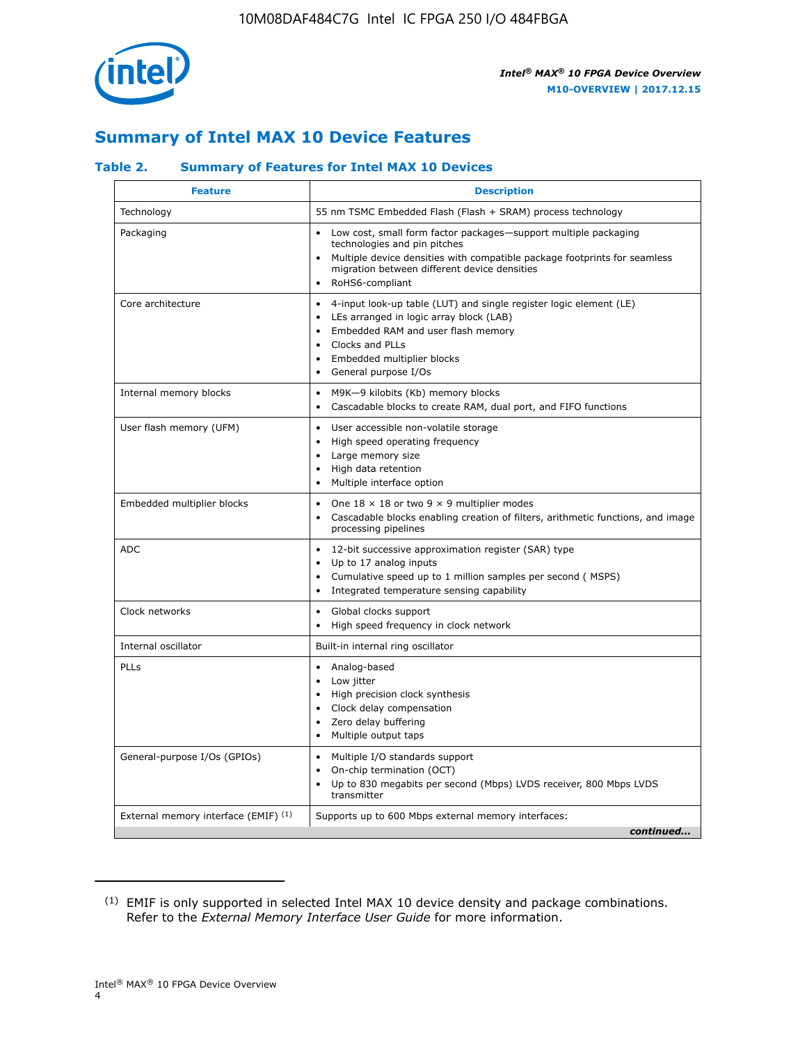## Summary of Intel MAX 10 Device Features

### Table 2. Summary of Features for Intel MAX 10 Devices

| Feature | Description |
|---|---|
| Technology | 55 nm TSMC Embedded Flash (Flash + SRAM) process technology |
| Packaging | • Low cost, small form factor packages—support multiple packaging technologies and pin pitches<br>• Multiple device densities with compatible package footprints for seamless migration between different device densities<br>• RoHS6-compliant |
| Core architecture | • 4-input look-up table (LUT) and single register logic element (LE)<br>• LEs arranged in logic array block (LAB)<br>• Embedded RAM and user flash memory<br>• Clocks and PLLs<br>• Embedded multiplier blocks<br>• General purpose I/Os |
| Internal memory blocks | • M9K—9 kilobits (Kb) memory blocks<br>• Cascadable blocks to create RAM, dual port, and FIFO functions |
| User flash memory (UFM) | • User accessible non-volatile storage<br>• High speed operating frequency<br>• Large memory size<br>• High data retention<br>• Multiple interface option |
| Embedded multiplier blocks | • One 18 × 18 or two 9 × 9 multiplier modes<br>• Cascadable blocks enabling creation of filters, arithmetic functions, and image processing pipelines |
| ADC | • 12-bit successive approximation register (SAR) type<br>• Up to 17 analog inputs<br>• Cumulative speed up to 1 million samples per second ( MSPS)<br>• Integrated temperature sensing capability |
| Clock networks | • Global clocks support<br>• High speed frequency in clock network |
| Internal oscillator | Built-in internal ring oscillator |
| PLLs | • Analog-based<br>• Low jitter<br>• High precision clock synthesis<br>• Clock delay compensation<br>• Zero delay buffering<br>• Multiple output taps |
| General-purpose I/Os (GPIOs) | • Multiple I/O standards support<br>• On-chip termination (OCT)<br>• Up to 830 megabits per second (Mbps) LVDS receiver, 800 Mbps LVDS transmitter |
| External memory interface (EMIF) [(1)] | Supports up to 600 Mbps external memory interfaces: |

*continued...*

(1) EMIF is only supported in selected Intel MAX 10 device density and package combinations. Refer to the *External Memory Interface User Guide* for more information.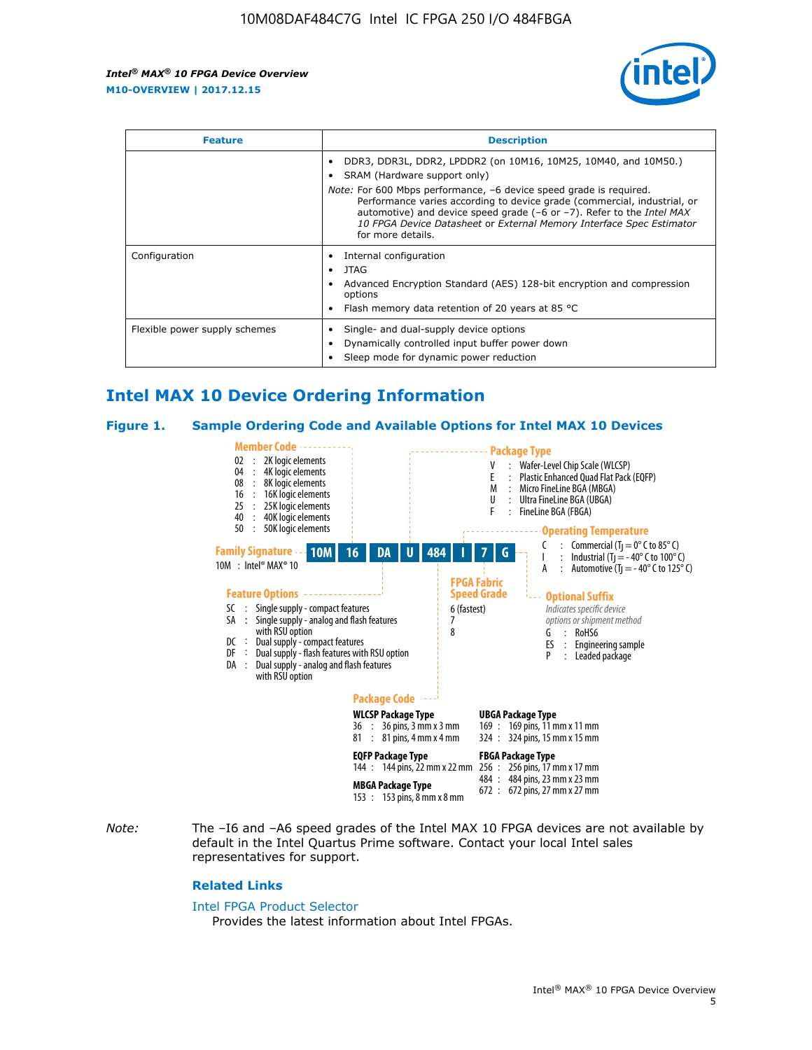| Feature | Description |
| --- | --- |
| | • DDR3, DDR3L, DDR2, LPDDR2 (on 10M16, 10M25, 10M40, and 10M50.)<br>• SRAM (Hardware support only)<br>*Note:* For 600 Mbps performance, –6 device speed grade is required. Performance varies according to device grade (commercial, industrial, or automotive) and device speed grade (–6 or –7). Refer to the *Intel MAX 10 FPGA Device Datasheet* or *External Memory Interface Spec Estimator* for more details. |
| Configuration | • Internal configuration<br>• JTAG<br>• Advanced Encryption Standard (AES) 128-bit encryption and compression options<br>• Flash memory data retention of 20 years at 85 °C |
| Flexible power supply schemes | • Single- and dual-supply device options<br>• Dynamically controlled input buffer power down<br>• Sleep mode for dynamic power reduction |

## Intel MAX 10 Device Ordering Information

### Figure 1. Sample Ordering Code and Available Options for Intel MAX 10 Devices

**10M 16 DA U 484 I 7 G**

**Family Signature**
10M : Intel® MAX® 10

**Member Code**
- 02 : 2K logic elements
- 04 : 4K logic elements
- 08 : 8K logic elements
- 16 : 16K logic elements
- 25 : 25K logic elements
- 40 : 40K logic elements
- 50 : 50K logic elements

**Feature Options**
- SC : Single supply - compact features
- SA : Single supply - analog and flash features with RSU option
- DC : Dual supply - compact features
- DF : Dual supply - flash features with RSU option
- DA : Dual supply - analog and flash features with RSU option

**Package Type**
- V : Wafer-Level Chip Scale (WLCSP)
- E : Plastic Enhanced Quad Flat Pack (EQFP)
- M : Micro FineLine BGA (MBGA)
- U : Ultra FineLine BGA (UBGA)
- F : FineLine BGA (FBGA)

**Package Code**

**WLCSP Package Type**
- 36 : 36 pins, 3 mm x 3 mm
- 81 : 81 pins, 4 mm x 4 mm

**EQFP Package Type**
- 144 : 144 pins, 22 mm x 22 mm

**MBGA Package Type**
- 153 : 153 pins, 8 mm x 8 mm

**UBGA Package Type**
- 169 : 169 pins, 11 mm x 11 mm
- 324 : 324 pins, 15 mm x 15 mm

**FBGA Package Type**
- 256 : 256 pins, 17 mm x 17 mm
- 484 : 484 pins, 23 mm x 23 mm
- 672 : 672 pins, 27 mm x 27 mm

**Operating Temperature**
- C : Commercial ($T_J$ = 0° C to 85° C)
- I : Industrial ($T_J$ = - 40° C to 100° C)
- A : Automotive ($T_J$ = - 40° C to 125° C)

**FPGA Fabric Speed Grade**
- 6 (fastest)
- 7
- 8

**Optional Suffix**
*Indicates specific device options or shipment method*
- G : RoHS6
- ES : Engineering sample
- P : Leaded package

*Note:* The –I6 and –A6 speed grades of the Intel MAX 10 FPGA devices are not available by default in the Intel Quartus Prime software. Contact your local Intel sales representatives for support.

#### Related Links

Intel FPGA Product Selector
Provides the latest information about Intel FPGAs.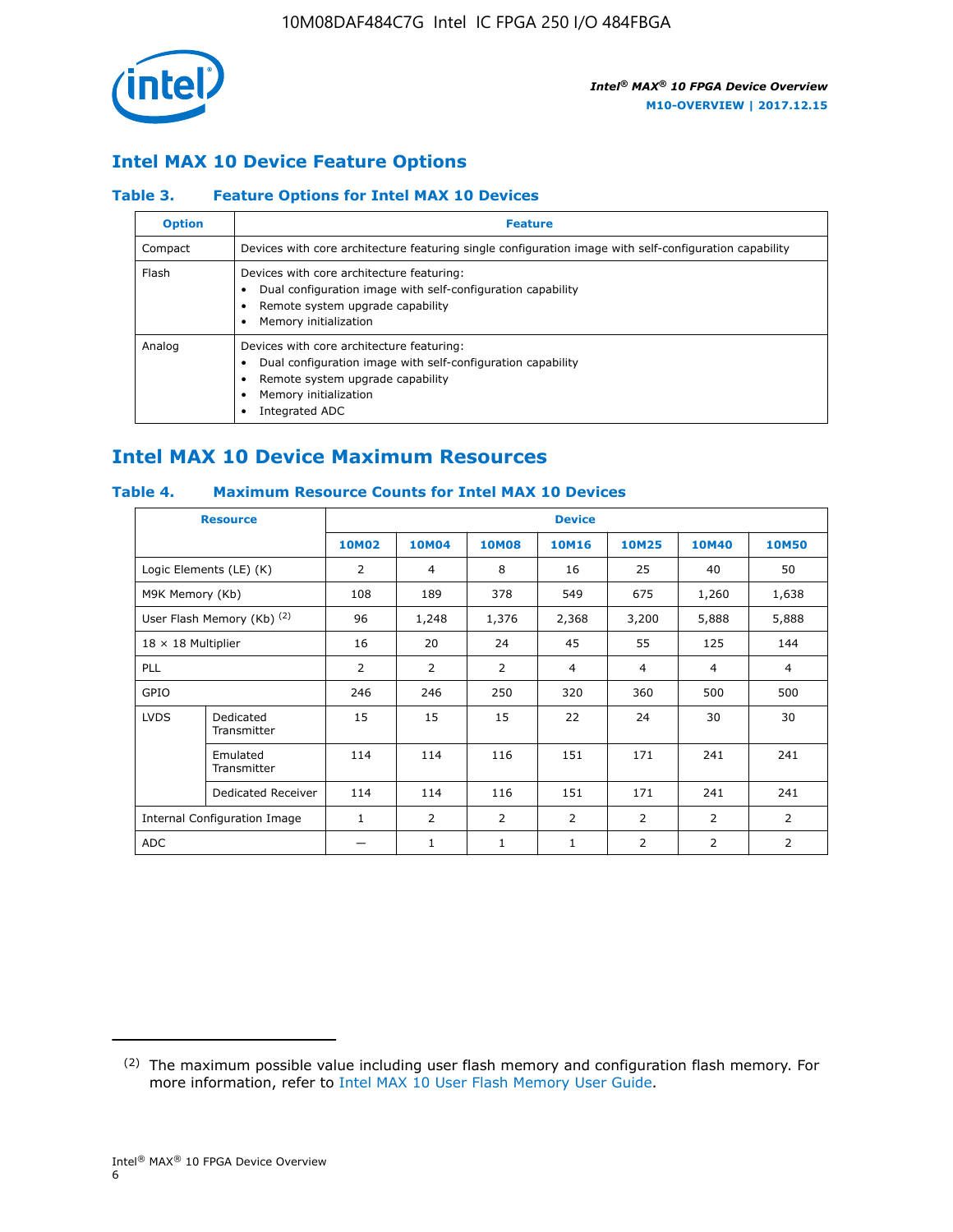## Intel MAX 10 Device Feature Options

### Table 3. Feature Options for Intel MAX 10 Devices

| Option | Feature |
|---|---|
| Compact | Devices with core architecture featuring single configuration image with self-configuration capability |
| Flash | Devices with core architecture featuring:<br>• Dual configuration image with self-configuration capability<br>• Remote system upgrade capability<br>• Memory initialization |
| Analog | Devices with core architecture featuring:<br>• Dual configuration image with self-configuration capability<br>• Remote system upgrade capability<br>• Memory initialization<br>• Integrated ADC |

## Intel MAX 10 Device Maximum Resources

### Table 4. Maximum Resource Counts for Intel MAX 10 Devices

| Resource | | Device | | | | | | |
|---|---|---|---|---|---|---|---|---|
| | | 10M02 | 10M04 | 10M08 | 10M16 | 10M25 | 10M40 | 10M50 |
| Logic Elements (LE) (K) | | 2 | 4 | 8 | 16 | 25 | 40 | 50 |
| M9K Memory (Kb) | | 108 | 189 | 378 | 549 | 675 | 1,260 | 1,638 |
| User Flash Memory (Kb) (2) | | 96 | 1,248 | 1,376 | 2,368 | 3,200 | 5,888 | 5,888 |
| 18 × 18 Multiplier | | 16 | 20 | 24 | 45 | 55 | 125 | 144 |
| PLL | | 2 | 2 | 2 | 4 | 4 | 4 | 4 |
| GPIO | | 246 | 246 | 250 | 320 | 360 | 500 | 500 |
| LVDS | Dedicated Transmitter | 15 | 15 | 15 | 22 | 24 | 30 | 30 |
| | Emulated Transmitter | 114 | 114 | 116 | 151 | 171 | 241 | 241 |
| | Dedicated Receiver | 114 | 114 | 116 | 151 | 171 | 241 | 241 |
| Internal Configuration Image | | 1 | 2 | 2 | 2 | 2 | 2 | 2 |
| ADC | | — | 1 | 1 | 1 | 2 | 2 | 2 |

(2) The maximum possible value including user flash memory and configuration flash memory. For more information, refer to Intel MAX 10 User Flash Memory User Guide.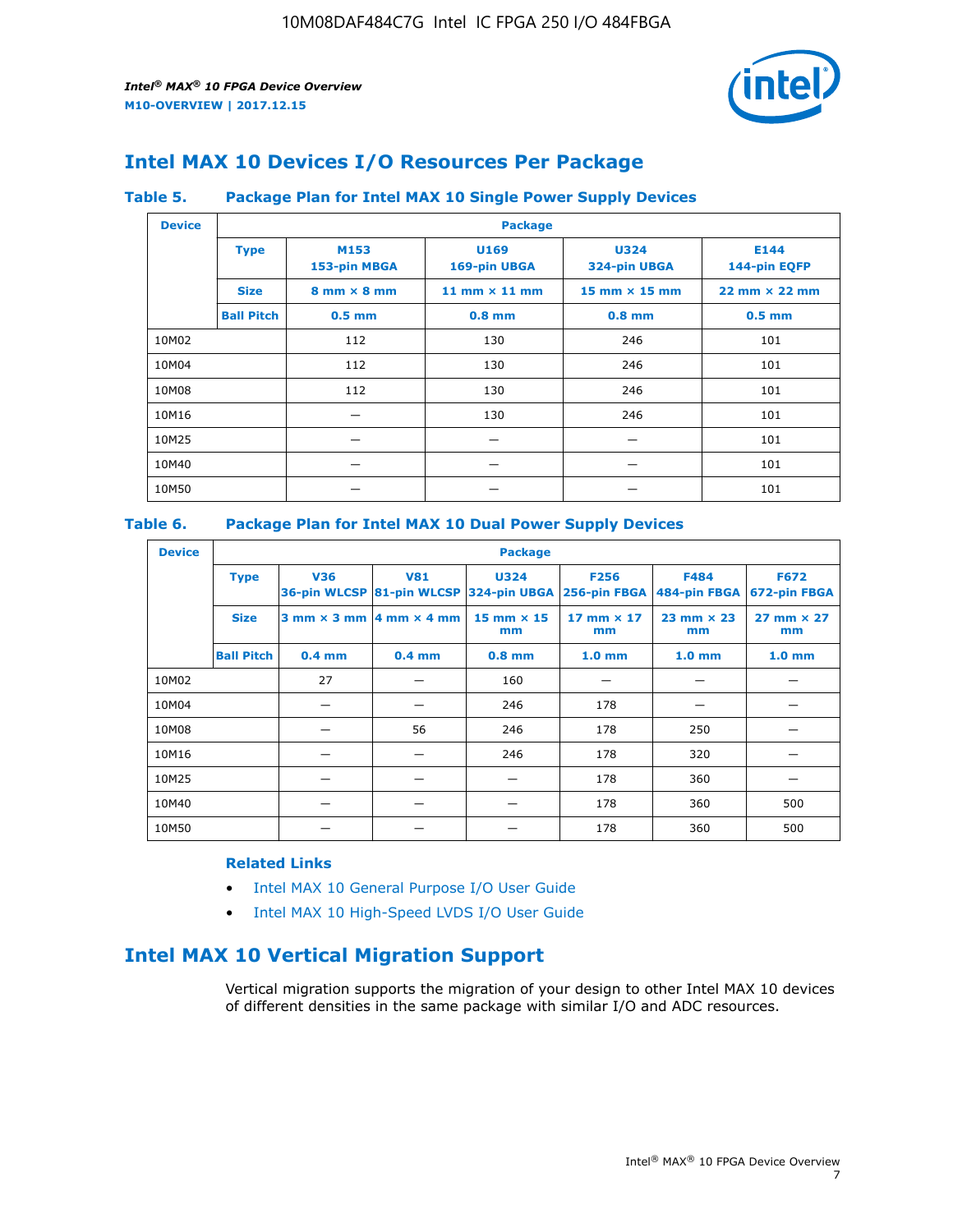# Intel MAX 10 Devices I/O Resources Per Package

### Table 5. Package Plan for Intel MAX 10 Single Power Supply Devices

| Device | Package | | | | |
|---|---|---|---|---|---|
| | **Type** | **M153** 153-pin MBGA | **U169** 169-pin UBGA | **U324** 324-pin UBGA | **E144** 144-pin EQFP |
| | **Size** | 8 mm × 8 mm | 11 mm × 11 mm | 15 mm × 15 mm | 22 mm × 22 mm |
| | **Ball Pitch** | 0.5 mm | 0.8 mm | 0.8 mm | 0.5 mm |
| 10M02 | | 112 | 130 | 246 | 101 |
| 10M04 | | 112 | 130 | 246 | 101 |
| 10M08 | | 112 | 130 | 246 | 101 |
| 10M16 | | — | 130 | 246 | 101 |
| 10M25 | | — | — | — | 101 |
| 10M40 | | — | — | — | 101 |
| 10M50 | | — | — | — | 101 |

### Table 6. Package Plan for Intel MAX 10 Dual Power Supply Devices

| Device | Package | | | | | | |
|---|---|---|---|---|---|---|---|
| | **Type** | **V36** 36-pin WLCSP | **V81** 81-pin WLCSP | **U324** 324-pin UBGA | **F256** 256-pin FBGA | **F484** 484-pin FBGA | **F672** 672-pin FBGA |
| | **Size** | 3 mm × 3 mm | 4 mm × 4 mm | 15 mm × 15 mm | 17 mm × 17 mm | 23 mm × 23 mm | 27 mm × 27 mm |
| | **Ball Pitch** | 0.4 mm | 0.4 mm | 0.8 mm | 1.0 mm | 1.0 mm | 1.0 mm |
| 10M02 | | 27 | — | 160 | — | — | — |
| 10M04 | | — | — | 246 | 178 | — | — |
| 10M08 | | — | 56 | 246 | 178 | 250 | — |
| 10M16 | | — | — | 246 | 178 | 320 | — |
| 10M25 | | — | — | — | 178 | 360 | — |
| 10M40 | | — | — | — | 178 | 360 | 500 |
| 10M50 | | — | — | — | 178 | 360 | 500 |

**Related Links**

- Intel MAX 10 General Purpose I/O User Guide
- Intel MAX 10 High-Speed LVDS I/O User Guide

# Intel MAX 10 Vertical Migration Support

Vertical migration supports the migration of your design to other Intel MAX 10 devices of different densities in the same package with similar I/O and ADC resources.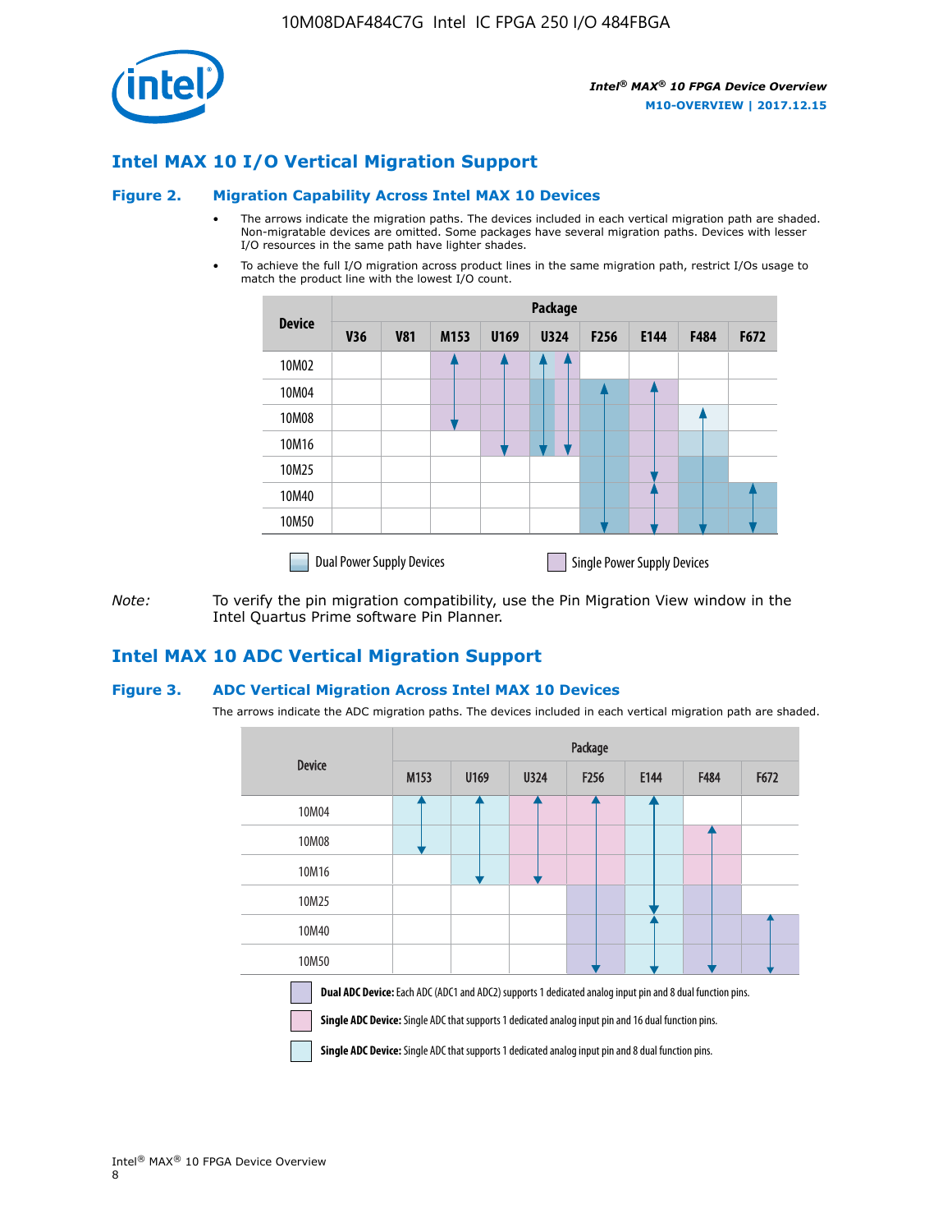## Intel MAX 10 I/O Vertical Migration Support

### Figure 2. Migration Capability Across Intel MAX 10 Devices

- The arrows indicate the migration paths. The devices included in each vertical migration path are shaded. Non-migratable devices are omitted. Some packages have several migration paths. Devices with lesser I/O resources in the same path have lighter shades.
- To achieve the full I/O migration across product lines in the same migration path, restrict I/Os usage to match the product line with the lowest I/O count.

| Device | Package | | | | | | | | |
|---|---|---|---|---|---|---|---|---|---|
| | V36 | V81 | M153 | U169 | U324 | F256 | E144 | F484 | F672 |
| 10M02 | | | | | | | | | |
| 10M04 | | | | | | | | | |
| 10M08 | | | | | | | | | |
| 10M16 | | | | | | | | | |
| 10M25 | | | | | | | | | |
| 10M40 | | | | | | | | | |
| 10M50 | | | | | | | | | |

Dual Power Supply Devices    Single Power Supply Devices

*Note:* To verify the pin migration compatibility, use the Pin Migration View window in the Intel Quartus Prime software Pin Planner.

## Intel MAX 10 ADC Vertical Migration Support

### Figure 3. ADC Vertical Migration Across Intel MAX 10 Devices

The arrows indicate the ADC migration paths. The devices included in each vertical migration path are shaded.

| Device | Package | | | | | | |
|---|---|---|---|---|---|---|---|
| | M153 | U169 | U324 | F256 | E144 | F484 | F672 |
| 10M04 | | | | | | | |
| 10M08 | | | | | | | |
| 10M16 | | | | | | | |
| 10M25 | | | | | | | |
| 10M40 | | | | | | | |
| 10M50 | | | | | | | |

**Dual ADC Device:** Each ADC (ADC1 and ADC2) supports 1 dedicated analog input pin and 8 dual function pins.

**Single ADC Device:** Single ADC that supports 1 dedicated analog input pin and 16 dual function pins.

**Single ADC Device:** Single ADC that supports 1 dedicated analog input pin and 8 dual function pins.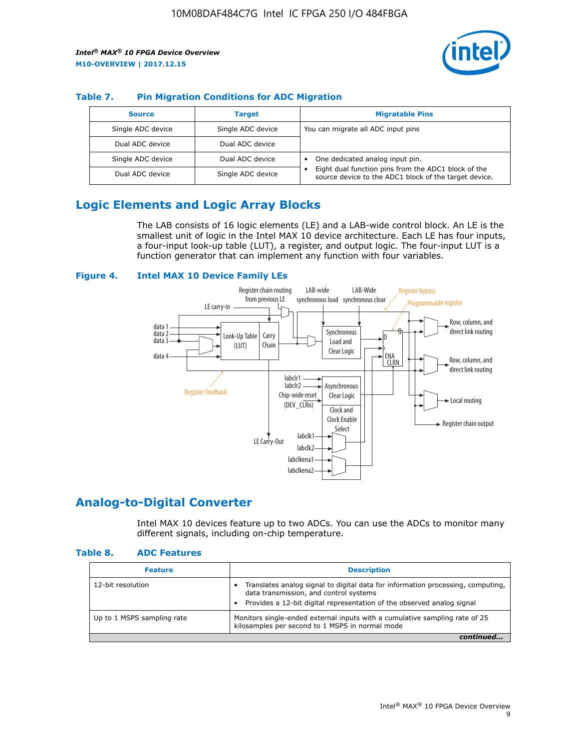## Table 7. Pin Migration Conditions for ADC Migration

| Source | Target | Migratable Pins |
|---|---|---|
| Single ADC device | Single ADC device | You can migrate all ADC input pins |
| Dual ADC device | Dual ADC device | |
| Single ADC device | Dual ADC device | • One dedicated analog input pin. • Eight dual function pins from the ADC1 block of the source device to the ADC1 block of the target device. |
| Dual ADC device | Single ADC device | |

## Logic Elements and Logic Array Blocks

The LAB consists of 16 logic elements (LE) and a LAB-wide control block. An LE is the smallest unit of logic in the Intel MAX 10 device architecture. Each LE has four inputs, a four-input look-up table (LUT), a register, and output logic. The four-input LUT is a function generator that can implement any function with four variables.

**Figure 4. Intel MAX 10 Device Family LEs**

## Analog-to-Digital Converter

Intel MAX 10 devices feature up to two ADCs. You can use the ADCs to monitor many different signals, including on-chip temperature.

## Table 8. ADC Features

| Feature | Description |
|---|---|
| 12-bit resolution | • Translates analog signal to digital data for information processing, computing, data transmission, and control systems • Provides a 12-bit digital representation of the observed analog signal |
| Up to 1 MSPS sampling rate | Monitors single-ended external inputs with a cumulative sampling rate of 25 kilosamples per second to 1 MSPS in normal mode |

*continued...*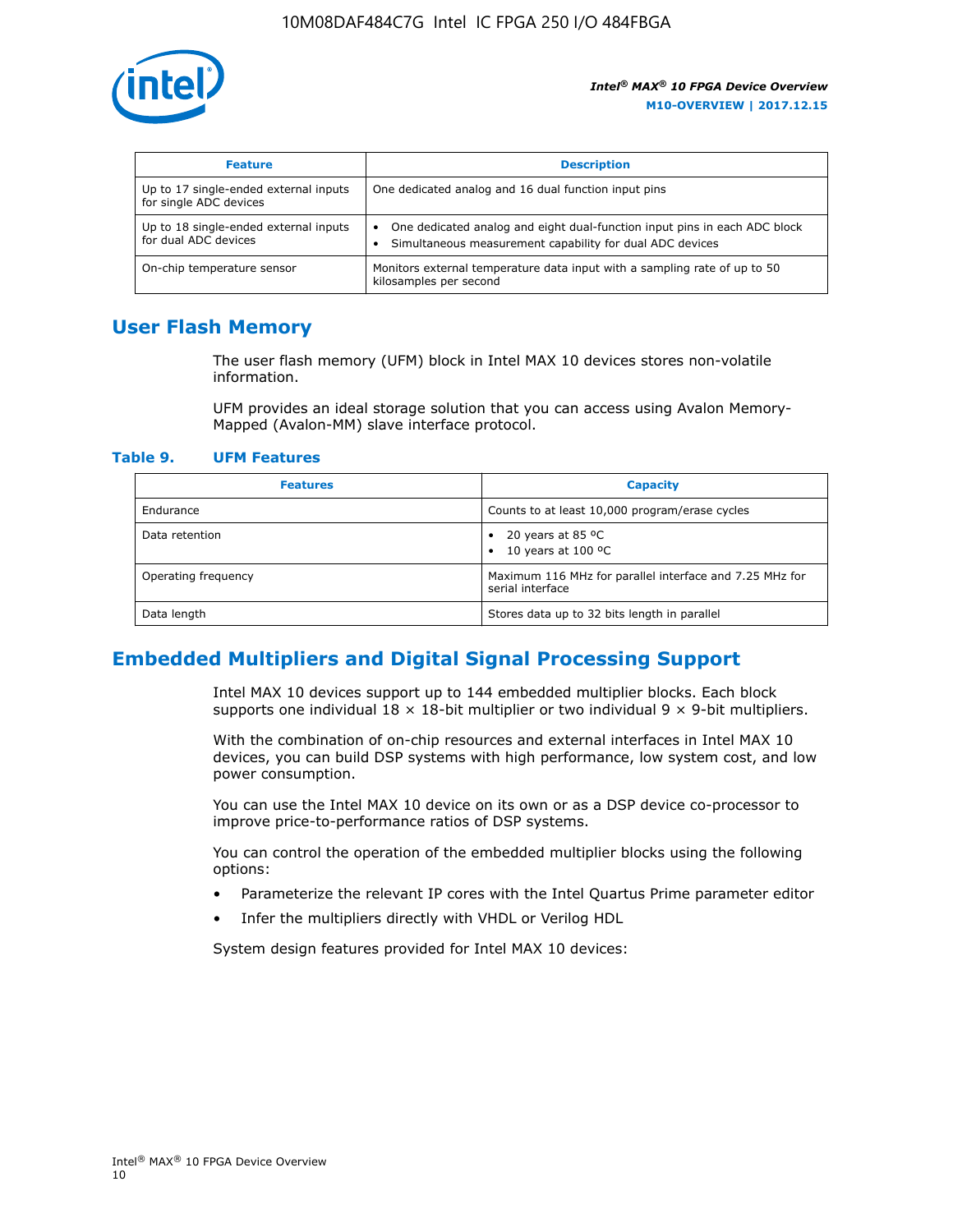| Feature | Description |
| --- | --- |
| Up to 17 single-ended external inputs for single ADC devices | One dedicated analog and 16 dual function input pins |
| Up to 18 single-ended external inputs for dual ADC devices | • One dedicated analog and eight dual-function input pins in each ADC block<br>• Simultaneous measurement capability for dual ADC devices |
| On-chip temperature sensor | Monitors external temperature data input with a sampling rate of up to 50 kilosamples per second |

## User Flash Memory

The user flash memory (UFM) block in Intel MAX 10 devices stores non-volatile information.

UFM provides an ideal storage solution that you can access using Avalon Memory-Mapped (Avalon-MM) slave interface protocol.

### Table 9. UFM Features

| Features | Capacity |
| --- | --- |
| Endurance | Counts to at least 10,000 program/erase cycles |
| Data retention | • 20 years at 85 ºC<br>• 10 years at 100 ºC |
| Operating frequency | Maximum 116 MHz for parallel interface and 7.25 MHz for serial interface |
| Data length | Stores data up to 32 bits length in parallel |

## Embedded Multipliers and Digital Signal Processing Support

Intel MAX 10 devices support up to 144 embedded multiplier blocks. Each block supports one individual 18 × 18-bit multiplier or two individual 9 × 9-bit multipliers.

With the combination of on-chip resources and external interfaces in Intel MAX 10 devices, you can build DSP systems with high performance, low system cost, and low power consumption.

You can use the Intel MAX 10 device on its own or as a DSP device co-processor to improve price-to-performance ratios of DSP systems.

You can control the operation of the embedded multiplier blocks using the following options:

- Parameterize the relevant IP cores with the Intel Quartus Prime parameter editor
- Infer the multipliers directly with VHDL or Verilog HDL

System design features provided for Intel MAX 10 devices: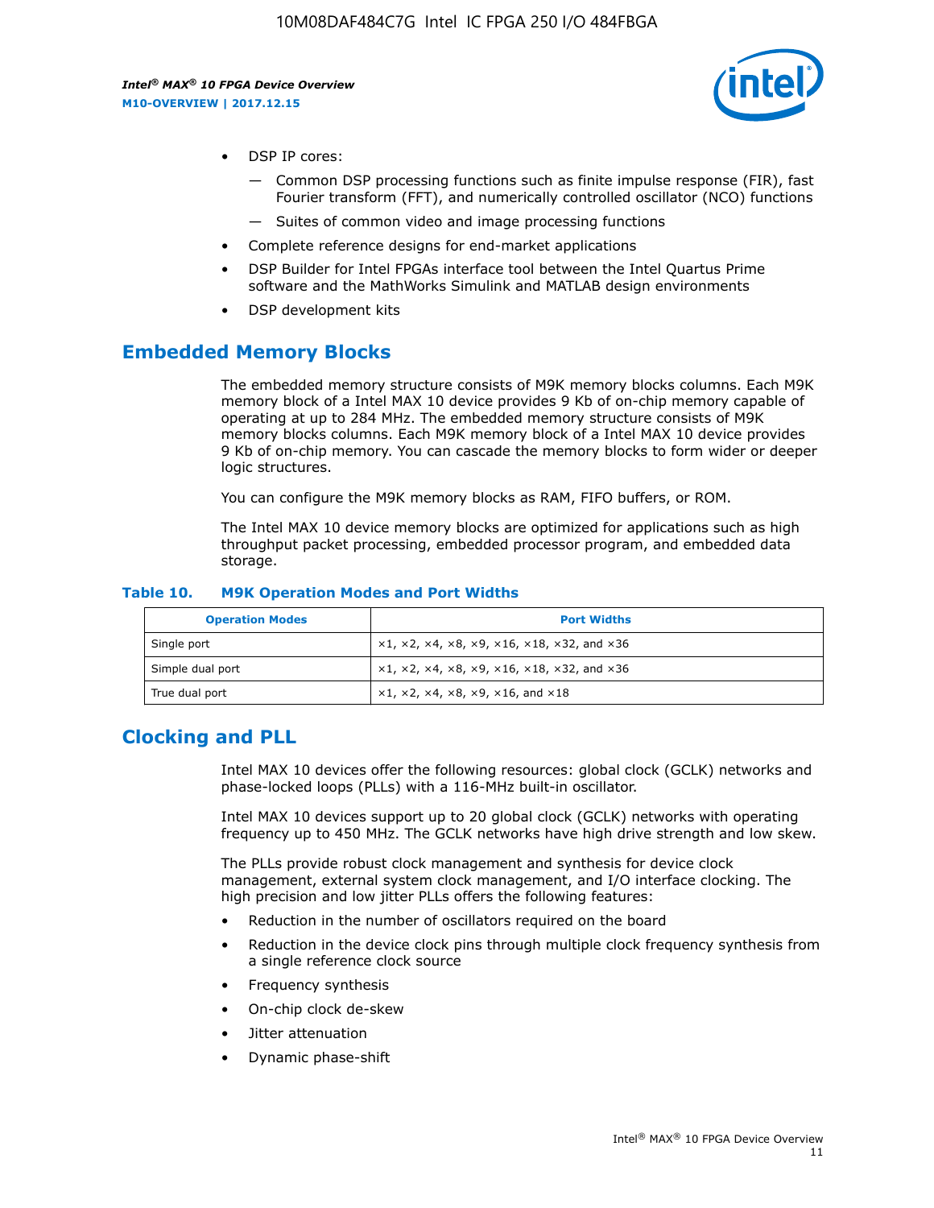- DSP IP cores:
  - Common DSP processing functions such as finite impulse response (FIR), fast Fourier transform (FFT), and numerically controlled oscillator (NCO) functions
  - Suites of common video and image processing functions
- Complete reference designs for end-market applications
- DSP Builder for Intel FPGAs interface tool between the Intel Quartus Prime software and the MathWorks Simulink and MATLAB design environments
- DSP development kits

## Embedded Memory Blocks

The embedded memory structure consists of M9K memory blocks columns. Each M9K memory block of a Intel MAX 10 device provides 9 Kb of on-chip memory capable of operating at up to 284 MHz. The embedded memory structure consists of M9K memory blocks columns. Each M9K memory block of a Intel MAX 10 device provides 9 Kb of on-chip memory. You can cascade the memory blocks to form wider or deeper logic structures.

You can configure the M9K memory blocks as RAM, FIFO buffers, or ROM.

The Intel MAX 10 device memory blocks are optimized for applications such as high throughput packet processing, embedded processor program, and embedded data storage.

**Table 10. M9K Operation Modes and Port Widths**

| Operation Modes | Port Widths |
| --- | --- |
| Single port | ×1, ×2, ×4, ×8, ×9, ×16, ×18, ×32, and ×36 |
| Simple dual port | ×1, ×2, ×4, ×8, ×9, ×16, ×18, ×32, and ×36 |
| True dual port | ×1, ×2, ×4, ×8, ×9, ×16, and ×18 |

## Clocking and PLL

Intel MAX 10 devices offer the following resources: global clock (GCLK) networks and phase-locked loops (PLLs) with a 116-MHz built-in oscillator.

Intel MAX 10 devices support up to 20 global clock (GCLK) networks with operating frequency up to 450 MHz. The GCLK networks have high drive strength and low skew.

The PLLs provide robust clock management and synthesis for device clock management, external system clock management, and I/O interface clocking. The high precision and low jitter PLLs offers the following features:

- Reduction in the number of oscillators required on the board
- Reduction in the device clock pins through multiple clock frequency synthesis from a single reference clock source
- Frequency synthesis
- On-chip clock de-skew
- Jitter attenuation
- Dynamic phase-shift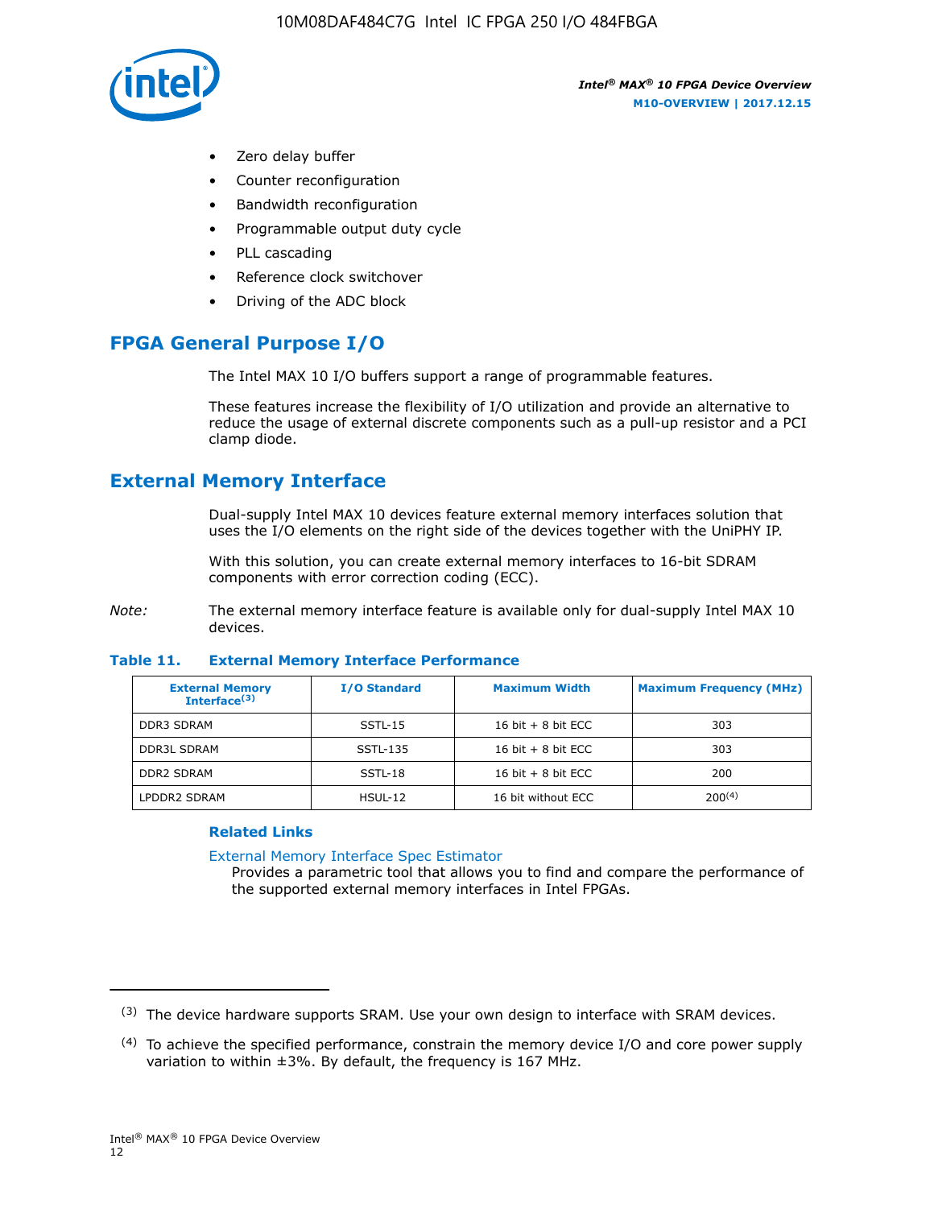- Zero delay buffer
- Counter reconfiguration
- Bandwidth reconfiguration
- Programmable output duty cycle
- PLL cascading
- Reference clock switchover
- Driving of the ADC block

## FPGA General Purpose I/O

The Intel MAX 10 I/O buffers support a range of programmable features.

These features increase the flexibility of I/O utilization and provide an alternative to reduce the usage of external discrete components such as a pull-up resistor and a PCI clamp diode.

## External Memory Interface

Dual-supply Intel MAX 10 devices feature external memory interfaces solution that uses the I/O elements on the right side of the devices together with the UniPHY IP.

With this solution, you can create external memory interfaces to 16-bit SDRAM components with error correction coding (ECC).

*Note:* The external memory interface feature is available only for dual-supply Intel MAX 10 devices.

**Table 11. External Memory Interface Performance**

| External Memory Interface[3] | I/O Standard | Maximum Width | Maximum Frequency (MHz) |
|---|---|---|---|
| DDR3 SDRAM | SSTL-15 | 16 bit + 8 bit ECC | 303 |
| DDR3L SDRAM | SSTL-135 | 16 bit + 8 bit ECC | 303 |
| DDR2 SDRAM | SSTL-18 | 16 bit + 8 bit ECC | 200 |
| LPDDR2 SDRAM | HSUL-12 | 16 bit without ECC | 200[4] |

### Related Links

External Memory Interface Spec Estimator
Provides a parametric tool that allows you to find and compare the performance of the supported external memory interfaces in Intel FPGAs.

---

(3) The device hardware supports SRAM. Use your own design to interface with SRAM devices.

(4) To achieve the specified performance, constrain the memory device I/O and core power supply variation to within ±3%. By default, the frequency is 167 MHz.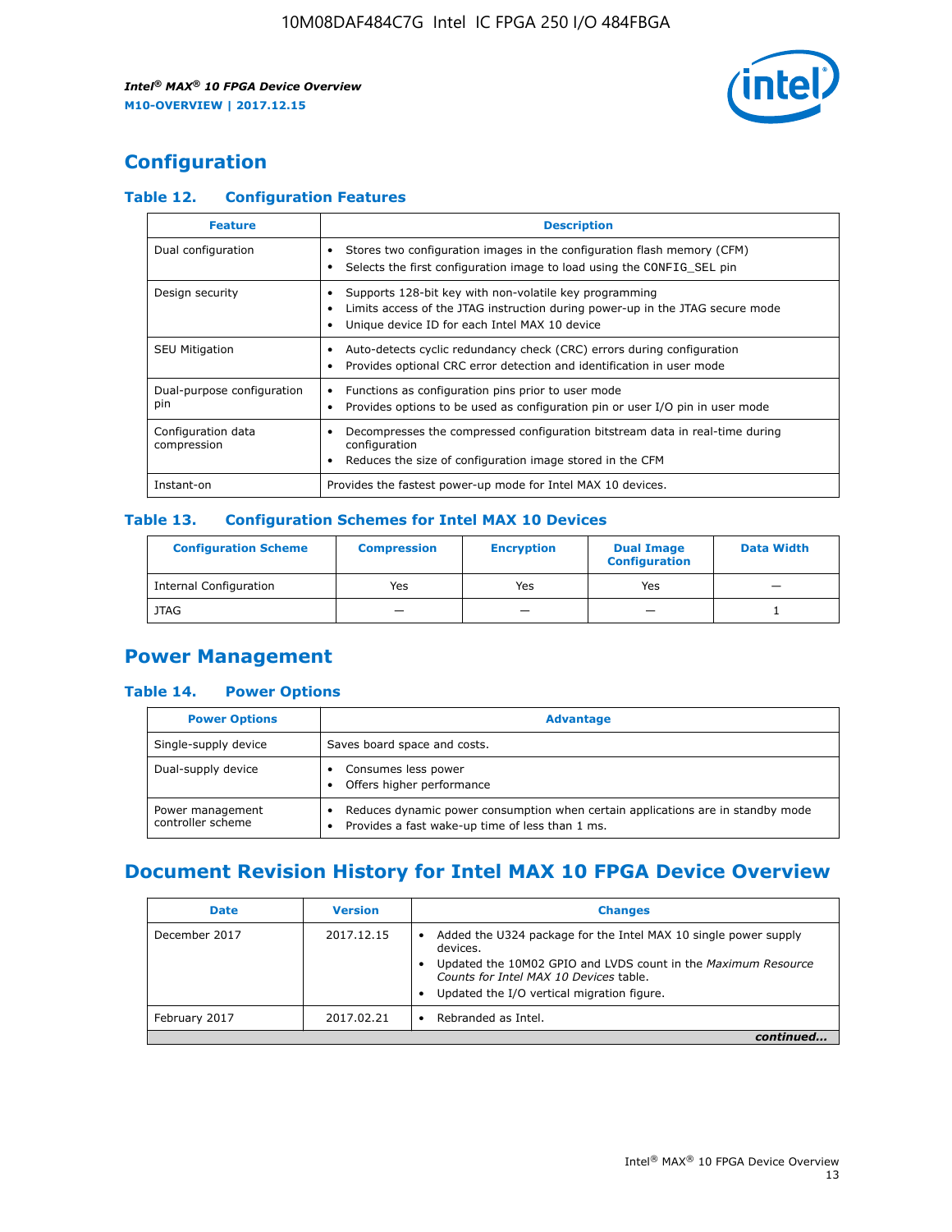## Configuration

### Table 12. Configuration Features

| Feature | Description |
|---|---|
| Dual configuration | • Stores two configuration images in the configuration flash memory (CFM)<br>• Selects the first configuration image to load using the CONFIG_SEL pin |
| Design security | • Supports 128-bit key with non-volatile key programming<br>• Limits access of the JTAG instruction during power-up in the JTAG secure mode<br>• Unique device ID for each Intel MAX 10 device |
| SEU Mitigation | • Auto-detects cyclic redundancy check (CRC) errors during configuration<br>• Provides optional CRC error detection and identification in user mode |
| Dual-purpose configuration pin | • Functions as configuration pins prior to user mode<br>• Provides options to be used as configuration pin or user I/O pin in user mode |
| Configuration data compression | • Decompresses the compressed configuration bitstream data in real-time during configuration<br>• Reduces the size of configuration image stored in the CFM |
| Instant-on | Provides the fastest power-up mode for Intel MAX 10 devices. |

### Table 13. Configuration Schemes for Intel MAX 10 Devices

| Configuration Scheme | Compression | Encryption | Dual Image Configuration | Data Width |
|---|---|---|---|---|
| Internal Configuration | Yes | Yes | Yes | — |
| JTAG | — | — | — | 1 |

## Power Management

### Table 14. Power Options

| Power Options | Advantage |
|---|---|
| Single-supply device | Saves board space and costs. |
| Dual-supply device | • Consumes less power<br>• Offers higher performance |
| Power management controller scheme | • Reduces dynamic power consumption when certain applications are in standby mode<br>• Provides a fast wake-up time of less than 1 ms. |

## Document Revision History for Intel MAX 10 FPGA Device Overview

| Date | Version | Changes |
|---|---|---|
| December 2017 | 2017.12.15 | • Added the U324 package for the Intel MAX 10 single power supply devices.<br>• Updated the 10M02 GPIO and LVDS count in the *Maximum Resource Counts for Intel MAX 10 Devices* table.<br>• Updated the I/O vertical migration figure. |
| February 2017 | 2017.02.21 | • Rebranded as Intel. |

*continued...*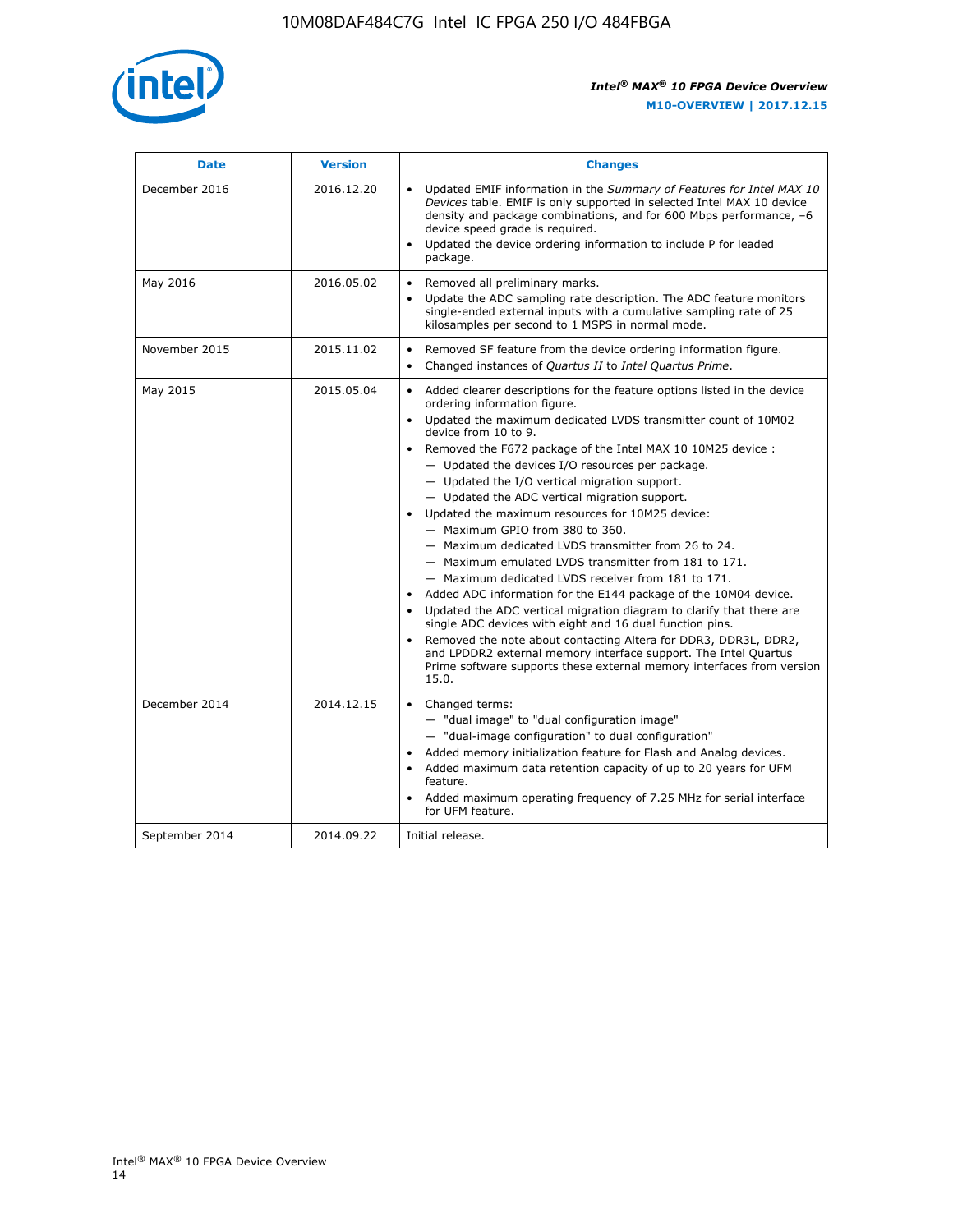| Date | Version | Changes |
| --- | --- | --- |
| December 2016 | 2016.12.20 | • Updated EMIF information in the *Summary of Features for Intel MAX 10 Devices* table. EMIF is only supported in selected Intel MAX 10 device density and package combinations, and for 600 Mbps performance, –6 device speed grade is required.<br>• Updated the device ordering information to include P for leaded package. |
| May 2016 | 2016.05.02 | • Removed all preliminary marks.<br>• Update the ADC sampling rate description. The ADC feature monitors single-ended external inputs with a cumulative sampling rate of 25 kilosamples per second to 1 MSPS in normal mode. |
| November 2015 | 2015.11.02 | • Removed SF feature from the device ordering information figure.<br>• Changed instances of *Quartus II* to *Intel Quartus Prime*. |
| May 2015 | 2015.05.04 | • Added clearer descriptions for the feature options listed in the device ordering information figure.<br>• Updated the maximum dedicated LVDS transmitter count of 10M02 device from 10 to 9.<br>• Removed the F672 package of the Intel MAX 10 10M25 device :<br>— Updated the devices I/O resources per package.<br>— Updated the I/O vertical migration support.<br>— Updated the ADC vertical migration support.<br>• Updated the maximum resources for 10M25 device:<br>— Maximum GPIO from 380 to 360.<br>— Maximum dedicated LVDS transmitter from 26 to 24.<br>— Maximum emulated LVDS transmitter from 181 to 171.<br>— Maximum dedicated LVDS receiver from 181 to 171.<br>• Added ADC information for the E144 package of the 10M04 device.<br>• Updated the ADC vertical migration diagram to clarify that there are single ADC devices with eight and 16 dual function pins.<br>• Removed the note about contacting Altera for DDR3, DDR3L, DDR2, and LPDDR2 external memory interface support. The Intel Quartus Prime software supports these external memory interfaces from version 15.0. |
| December 2014 | 2014.12.15 | • Changed terms:<br>— "dual image" to "dual configuration image"<br>— "dual-image configuration" to dual configuration"<br>• Added memory initialization feature for Flash and Analog devices.<br>• Added maximum data retention capacity of up to 20 years for UFM feature.<br>• Added maximum operating frequency of 7.25 MHz for serial interface for UFM feature. |
| September 2014 | 2014.09.22 | Initial release. |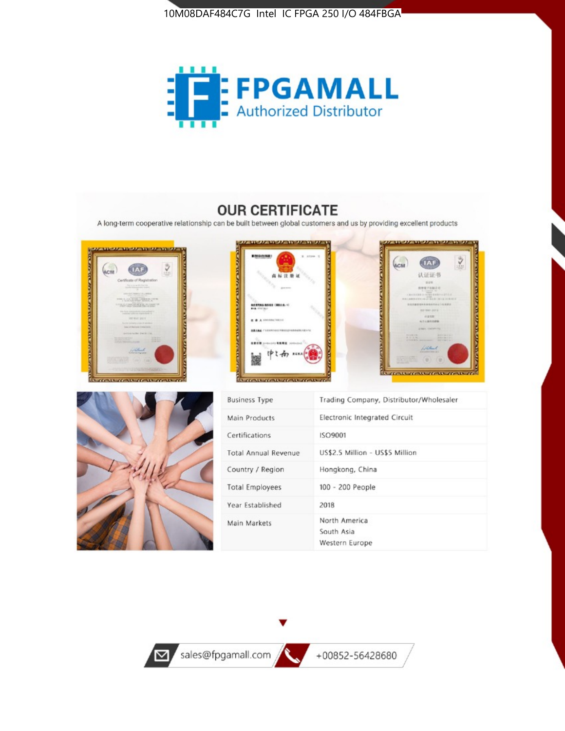FPGAMALL
Authorized Distributor

## OUR CERTIFICATE

A long-term cooperative relationship can be built between global customers and us by providing excellent products

| | |
|---|---|
| Business Type | Trading Company, Distributor/Wholesaler |
| Main Products | Electronic Integrated Circuit |
| Certifications | ISO9001 |
| Total Annual Revenue | US$2.5 Million - US$5 Million |
| Country / Region | Hongkong, China |
| Total Employees | 100 - 200 People |
| Year Established | 2018 |
| Main Markets | North America<br>South Asia<br>Western Europe |

sales@fpgamall.com

+00852-56428680